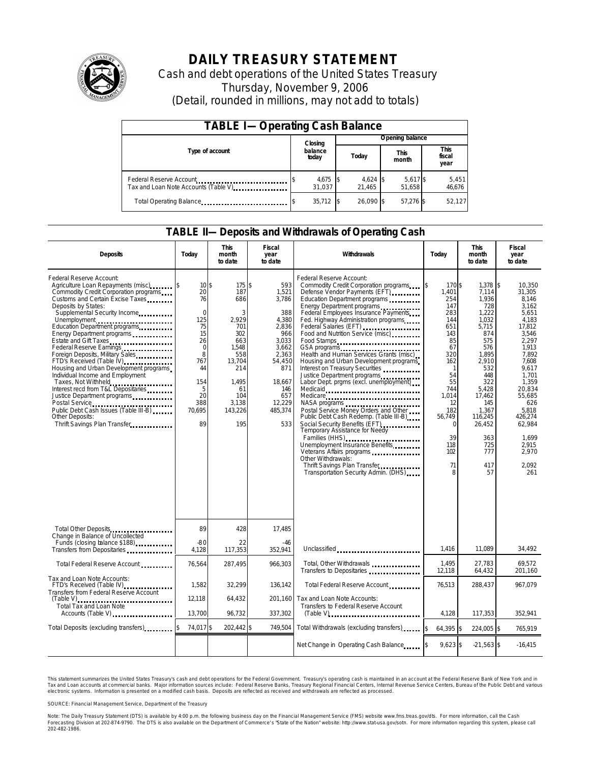# DAILY TREASURY STATEMENT

Cash and debt operations of the United States Treasury
Thursday, November 9, 2006
(Detail, rounded in millions, may not add to totals)

## TABLE I—Operating Cash Balance

| Type of account | Closing balance today | Opening balance Today | Opening balance This month | Opening balance This fiscal year |
|---|---|---|---|---|
| Federal Reserve Account | $ 4,675 | $ 4,624 | $ 5,617 | $ 5,451 |
| Tax and Loan Note Accounts (Table V) | 31,037 | 21,465 | 51,658 | 46,676 |
| Total Operating Balance | $ 35,712 | $ 26,090 | $ 57,276 | $ 52,127 |

## TABLE II—Deposits and Withdrawals of Operating Cash

| Deposits | Today | This month to date | Fiscal year to date | Withdrawals | Today | This month to date | Fiscal year to date |
|---|---|---|---|---|---|---|---|
| Federal Reserve Account: | | | | Federal Reserve Account: | | | |
| Agriculture Loan Repayments (misc) | $ 10 | $ 175 | $ 593 | Commodity Credit Corporation programs | $ 170 | $ 1,378 | $ 10,350 |
| Commodity Credit Corporation programs | 20 | 187 | 1,521 | Defense Vendor Payments (EFT) | 1,401 | 7,114 | 31,305 |
| Customs and Certain Excise Taxes | 76 | 686 | 3,786 | Education Department programs | 254 | 1,936 | 8,146 |
| Deposits by States: | | | | Energy Department programs | 147 | 728 | 3,162 |
| Supplemental Security Income | 0 | 3 | 388 | Federal Employees Insurance Payments | 283 | 1,222 | 5,651 |
| Unemployment | 125 | 2,929 | 4,380 | Fed. Highway Administration programs | 144 | 1,032 | 4,183 |
| Education Department programs | 75 | 701 | 2,836 | Federal Salaries (EFT) | 651 | 5,715 | 17,812 |
| Energy Department programs | 15 | 302 | 966 | Food and Nutrition Service (misc) | 143 | 874 | 3,546 |
| Estate and Gift Taxes | 26 | 663 | 3,033 | Food Stamps | 85 | 575 | 2,297 |
| Federal Reserve Earnings | 0 | 1,548 | 3,662 | GSA programs | 67 | 576 | 1,913 |
| Foreign Deposits, Military Sales | 8 | 558 | 2,363 | Health and Human Services Grants (misc) | 320 | 1,895 | 7,892 |
| FTD's Received (Table IV) | 767 | 13,704 | 54,450 | Housing and Urban Development programs | 162 | 2,910 | 7,608 |
| Housing and Urban Development programs | 44 | 214 | 871 | Interest on Treasury Securities | 1 | 532 | 9,617 |
| Individual Income and Employment | | | | Justice Department programs | 54 | 448 | 1,701 |
| Taxes, Not Withheld | 154 | 1,495 | 18,667 | Labor Dept. prgms (excl. unemployment) | 55 | 322 | 1,359 |
| Interest recd from T&L Depositaries | 5 | 61 | 146 | Medicaid | 744 | 5,428 | 20,834 |
| Justice Department programs | 20 | 104 | 657 | Medicare | 1,014 | 17,462 | 55,685 |
| Postal Service | 388 | 3,138 | 12,229 | NASA programs | 12 | 145 | 626 |
| Public Debt Cash Issues (Table III-B) | 70,695 | 143,226 | 485,374 | Postal Service Money Orders and Other | 182 | 1,367 | 5,818 |
| Other Deposits: | | | | Public Debt Cash Redemp. (Table III-B) | 56,749 | 116,245 | 426,274 |
| Thrift Savings Plan Transfer | 89 | 195 | 533 | Social Security Benefits (EFT) | 0 | 26,452 | 62,984 |
| | | | | Temporary Assistance for Needy Families (HHS) | 39 | 363 | 1,699 |
| | | | | Unemployment Insurance Benefits | 118 | 725 | 2,915 |
| | | | | Veterans Affairs programs | 102 | 777 | 2,970 |
| | | | | Other Withdrawals: | | | |
| | | | | Thrift Savings Plan Transfer | 71 | 417 | 2,092 |
| | | | | Transportation Security Admin. (DHS) | 8 | 57 | 261 |
| Total Other Deposits | 89 | 428 | 17,485 | | | | |
| Change in Balance of Uncollected Funds (closing balance $188) | -80 | 22 | -46 | | | | |
| Transfers from Depositaries | 4,128 | 117,353 | 352,941 | Unclassified | 1,416 | 11,089 | 34,492 |
| Total Federal Reserve Account | 76,564 | 287,495 | 966,303 | Total, Other Withdrawals | 1,495 | 27,783 | 69,572 |
| | | | | Transfers to Depositaries | 12,118 | 64,432 | 201,160 |
| Tax and Loan Note Accounts: | | | | Total Federal Reserve Account | 76,513 | 288,437 | 967,079 |
| FTD's Received (Table IV) | 1,582 | 32,299 | 136,142 | | | | |
| Transfers from Federal Reserve Account (Table V) | 12,118 | 64,432 | 201,160 | Tax and Loan Note Accounts: | | | |
| Total Tax and Loan Note Accounts (Table V) | 13,700 | 96,732 | 337,302 | Transfers to Federal Reserve Account (Table V) | 4,128 | 117,353 | 352,941 |
| Total Deposits (excluding transfers) | $ 74,017 | $ 202,442 | $ 749,504 | Total Withdrawals (excluding transfers) | $ 64,395 | $ 224,005 | $ 765,919 |
| | | | | Net Change in Operating Cash Balance | $ 9,623 | $ -21,563 | $ -16,415 |

This statement summarizes the United States Treasury's cash and debt operations for the Federal Government. Treasury's operating cash is maintained in an account at the Federal Reserve Bank of New York and in Tax and Loan accounts at commercial banks. Major information sources include: Federal Reserve Banks, Treasury Regional Financial Centers, Internal Revenue Service Centers, Bureau of the Public Debt and various electronic systems. Information is presented on a modified cash basis. Deposits are reflected as received and withdrawals are reflected as processed.

SOURCE: Financial Management Service, Department of the Treasury

Note: The Daily Treasury Statement (DTS) is available by 4:00 p.m. the following business day on the Financial Management Service (FMS) website www.fms.treas.gov/dts. For more information, call the Cash Forecasting Division at 202-874-9790. The DTS is also available on the Department of Commerce's "State of the Nation" website: http://www.stat-usa.gov/sotn. For more information regarding this system, please call 202-482-1986.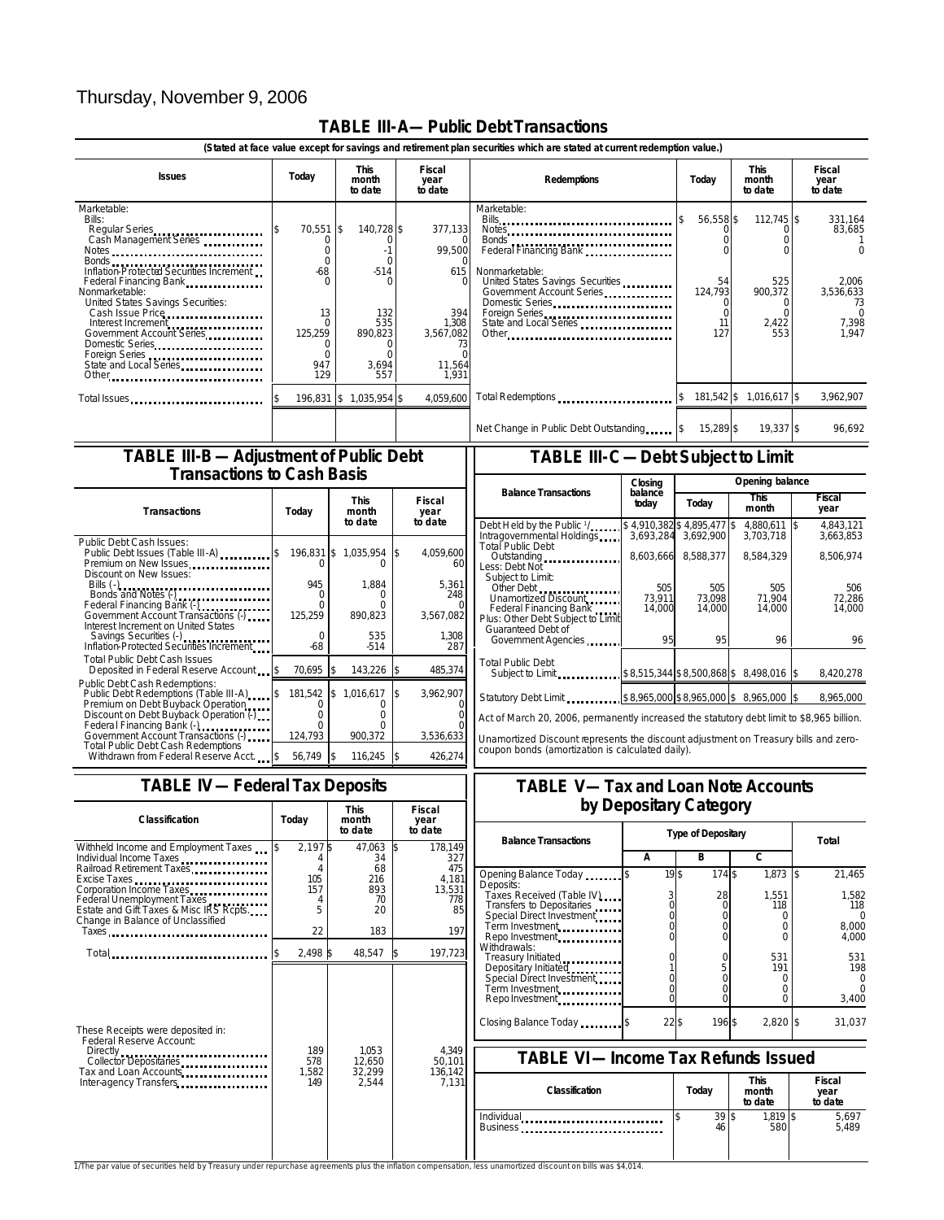Thursday, November 9, 2006

## TABLE III-A — Public Debt Transactions

(Stated at face value except for savings and retirement plan securities which are stated at current redemption value.)

| Issues | Today | This month to date | Fiscal year to date | Redemptions | Today | This month to date | Fiscal year to date |
|---|---|---|---|---|---|---|---|
| Marketable: | | | | Marketable: | | | |
| Bills: | | | | Bills | $ 56,558 | $ 112,745 | $ 331,164 |
| Regular Series | $ 70,551 | $ 140,728 | $ 377,133 | Notes | 0 | 0 | 83,685 |
| Cash Management Series | 0 | 0 | 0 | Bonds | 0 | 0 | 1 |
| Notes | 0 | -1 | 99,500 | Federal Financing Bank | 0 | 0 | 0 |
| Bonds | 0 | 0 | 0 | | | | |
| Inflation-Protected Securities Increment | -68 | -514 | 615 | Nonmarketable: | | | |
| Federal Financing Bank | 0 | 0 | 0 | United States Savings Securities | 54 | 525 | 2,006 |
| Nonmarketable: | | | | Government Account Series | 124,793 | 900,372 | 3,536,633 |
| United States Savings Securities: | | | | Domestic Series | 0 | 0 | 73 |
| Cash Issue Price | 13 | 132 | 394 | Foreign Series | 0 | 0 | 0 |
| Interest Increment | 0 | 535 | 1,308 | State and Local Series | 11 | 2,422 | 7,398 |
| Government Account Series | 125,259 | 890,823 | 3,567,082 | Other | 127 | 553 | 1,947 |
| Domestic Series | 0 | 0 | 73 | | | | |
| Foreign Series | 0 | 0 | 0 | | | | |
| State and Local Series | 947 | 3,694 | 11,564 | | | | |
| Other | 129 | 557 | 1,931 | | | | |
| Total Issues | $ 196,831 | $ 1,035,954 | $ 4,059,600 | Total Redemptions | $ 181,542 | $ 1,016,617 | $ 3,962,907 |
| | | | | Net Change in Public Debt Outstanding | $ 15,289 | $ 19,337 | $ 96,692 |

## TABLE III-B — Adjustment of Public Debt Transactions to Cash Basis

| Transactions | Today | This month to date | Fiscal year to date |
|---|---|---|---|
| Public Debt Cash Issues: | | | |
| Public Debt Issues (Table III-A) | $ 196,831 | $ 1,035,954 | $ 4,059,600 |
| Premium on New Issues | 0 | 0 | 60 |
| Discount on New Issues: | | | |
| Bills (-) | 945 | 1,884 | 5,361 |
| Bonds and Notes (-) | 0 | 0 | 248 |
| Federal Financing Bank (-) | 0 | 0 | 0 |
| Government Account Transactions (-) | 125,259 | 890,823 | 3,567,082 |
| Interest Increment on United States Savings Securities (-) | 0 | 535 | 1,308 |
| Inflation-Protected Securities Increment | -68 | -514 | 287 |
| Total Public Debt Cash Issues Deposited in Federal Reserve Account | $ 70,695 | $ 143,226 | $ 485,374 |
| Public Debt Cash Redemptions: | | | |
| Public Debt Redemptions (Table III-A) | $ 181,542 | $ 1,016,617 | $ 3,962,907 |
| Premium on Debt Buyback Operation | 0 | 0 | 0 |
| Discount on Debt Buyback Operation (-) | 0 | 0 | 0 |
| Federal Financing Bank (-) | 0 | 0 | 0 |
| Government Account Transactions (-) | 124,793 | 900,372 | 3,536,633 |
| Total Public Debt Cash Redemptions Withdrawn from Federal Reserve Acct. | $ 56,749 | $ 116,245 | $ 426,274 |

## TABLE III-C — Debt Subject to Limit

| Balance Transactions | Closing balance today | Opening balance Today | Opening balance This month | Opening balance Fiscal year |
|---|---|---|---|---|
| Debt Held by the Public [1] | $ 4,910,382 | $ 4,895,477 | $ 4,880,611 | $ 4,843,121 |
| Intragovernmental Holdings | 3,693,284 | 3,692,900 | 3,703,718 | 3,663,853 |
| Total Public Debt Outstanding | 8,603,666 | 8,588,377 | 8,584,329 | 8,506,974 |
| Less: Debt Not Subject to Limit: | | | | |
| Other Debt | 505 | 505 | 505 | 506 |
| Unamortized Discount | 73,911 | 73,098 | 71,904 | 72,286 |
| Federal Financing Bank | 14,000 | 14,000 | 14,000 | 14,000 |
| Plus: Other Debt Subject to Limit | | | | |
| Guaranteed Debt of Government Agencies | 95 | 95 | 96 | 96 |
| Total Public Debt Subject to Limit | $ 8,515,344 | $ 8,500,868 | $ 8,498,016 | $ 8,420,278 |
| Statutory Debt Limit | $ 8,965,000 | $ 8,965,000 | $ 8,965,000 | $ 8,965,000 |

Act of March 20, 2006, permanently increased the statutory debt limit to $8,965 billion.

Unamortized Discount represents the discount adjustment on Treasury bills and zero-coupon bonds (amortization is calculated daily).

## TABLE IV — Federal Tax Deposits

| Classification | Today | This month to date | Fiscal year to date |
|---|---|---|---|
| Withheld Income and Employment Taxes | $ 2,197 | $ 47,063 | $ 178,149 |
| Individual Income Taxes | 4 | 34 | 327 |
| Railroad Retirement Taxes | 4 | 68 | 475 |
| Excise Taxes | 105 | 216 | 4,181 |
| Corporation Income Taxes | 157 | 893 | 13,531 |
| Federal Unemployment Taxes | 4 | 70 | 778 |
| Estate and Gift Taxes & Misc IRS Rcpts. | 5 | 20 | 85 |
| Change in Balance of Unclassified Taxes | 22 | 183 | 197 |
| Total | $ 2,498 | $ 48,547 | $ 197,723 |
| These Receipts were deposited in: | | | |
| Federal Reserve Account: | | | |
| Directly | 189 | 1,053 | 4,349 |
| Collector Depositaries | 578 | 12,650 | 50,101 |
| Tax and Loan Accounts | 1,582 | 32,299 | 136,142 |
| Inter-agency Transfers | 149 | 2,544 | 7,131 |

## TABLE V — Tax and Loan Note Accounts by Depositary Category

| Balance Transactions | Type of Depositary A | Type of Depositary B | Type of Depositary C | Total |
|---|---|---|---|---|
| Opening Balance Today | $ 19 | $ 174 | $ 1,873 | $ 21,465 |
| Deposits: | | | | |
| Taxes Received (Table IV) | 3 | 28 | 1,551 | 1,582 |
| Transfers to Depositaries | 0 | 0 | 118 | 118 |
| Special Direct Investment | 0 | 0 | 0 | 0 |
| Term Investment | 0 | 0 | 0 | 8,000 |
| Repo Investment | 0 | 0 | 0 | 4,000 |
| Withdrawals: | | | | |
| Treasury Initiated | 0 | 0 | 531 | 531 |
| Depositary Initiated | 1 | 5 | 191 | 198 |
| Special Direct Investment | 0 | 0 | 0 | 0 |
| Term Investment | 0 | 0 | 0 | 0 |
| Repo Investment | 0 | 0 | 0 | 3,400 |
| Closing Balance Today | $ 22 | $ 196 | $ 2,820 | $ 31,037 |

## TABLE VI — Income Tax Refunds Issued

| Classification | Today | This month to date | Fiscal year to date |
|---|---|---|---|
| Individual | $ 39 | $ 1,819 | $ 5,697 |
| Business | 46 | 580 | 5,489 |

1/The par value of securities held by Treasury under repurchase agreements plus the inflation compensation, less unamortized discount on bills was $4,014.